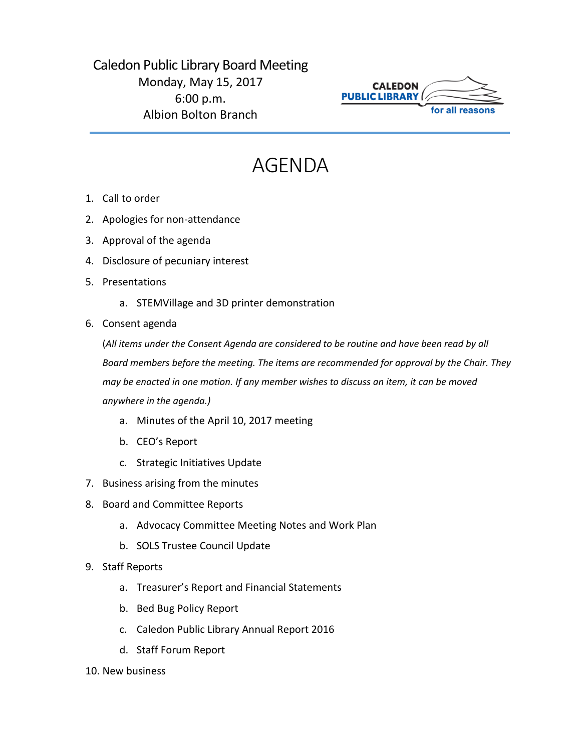Caledon Public Library Board Meeting
Monday, May 15, 2017
6:00 p.m.
Albion Bolton Branch

CALEDON PUBLIC LIBRARY for all reasons

# AGENDA

1. Call to order
2. Apologies for non-attendance
3. Approval of the agenda
4. Disclosure of pecuniary interest
5. Presentations
    a. STEMVillage and 3D printer demonstration
6. Consent agenda

    (*All items under the Consent Agenda are considered to be routine and have been read by all Board members before the meeting. The items are recommended for approval by the Chair. They may be enacted in one motion. If any member wishes to discuss an item, it can be moved anywhere in the agenda.)*

    a. Minutes of the April 10, 2017 meeting
    b. CEO's Report
    c. Strategic Initiatives Update
7. Business arising from the minutes
8. Board and Committee Reports
    a. Advocacy Committee Meeting Notes and Work Plan
    b. SOLS Trustee Council Update
9. Staff Reports
    a. Treasurer's Report and Financial Statements
    b. Bed Bug Policy Report
    c. Caledon Public Library Annual Report 2016
    d. Staff Forum Report
10. New business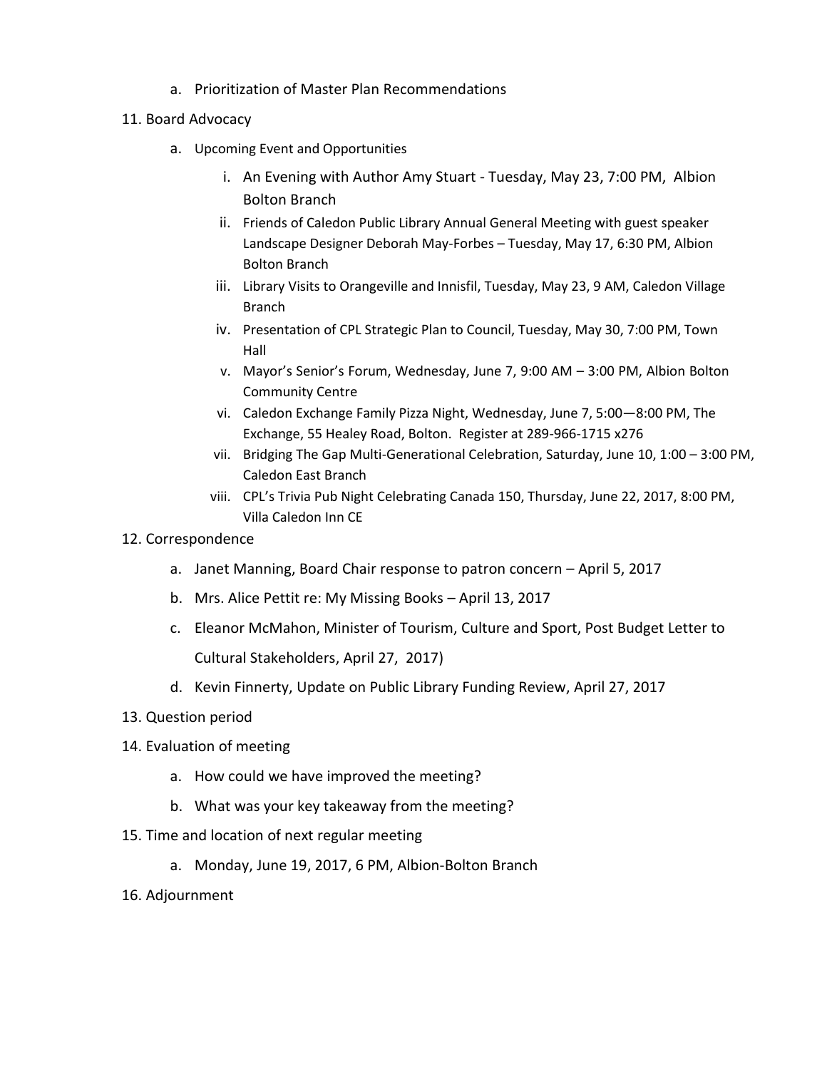a. Prioritization of Master Plan Recommendations

11. Board Advocacy
    a. Upcoming Event and Opportunities
        i. An Evening with Author Amy Stuart - Tuesday, May 23, 7:00 PM, Albion Bolton Branch
        ii. Friends of Caledon Public Library Annual General Meeting with guest speaker Landscape Designer Deborah May-Forbes – Tuesday, May 17, 6:30 PM, Albion Bolton Branch
        iii. Library Visits to Orangeville and Innisfil, Tuesday, May 23, 9 AM, Caledon Village Branch
        iv. Presentation of CPL Strategic Plan to Council, Tuesday, May 30, 7:00 PM, Town Hall
        v. Mayor's Senior's Forum, Wednesday, June 7, 9:00 AM – 3:00 PM, Albion Bolton Community Centre
        vi. Caledon Exchange Family Pizza Night, Wednesday, June 7, 5:00—8:00 PM, The Exchange, 55 Healey Road, Bolton. Register at 289-966-1715 x276
        vii. Bridging The Gap Multi-Generational Celebration, Saturday, June 10, 1:00 – 3:00 PM, Caledon East Branch
        viii. CPL's Trivia Pub Night Celebrating Canada 150, Thursday, June 22, 2017, 8:00 PM, Villa Caledon Inn CE

12. Correspondence
    a. Janet Manning, Board Chair response to patron concern – April 5, 2017
    b. Mrs. Alice Pettit re: My Missing Books – April 13, 2017
    c. Eleanor McMahon, Minister of Tourism, Culture and Sport, Post Budget Letter to Cultural Stakeholders, April 27, 2017)
    d. Kevin Finnerty, Update on Public Library Funding Review, April 27, 2017

13. Question period

14. Evaluation of meeting
    a. How could we have improved the meeting?
    b. What was your key takeaway from the meeting?

15. Time and location of next regular meeting
    a. Monday, June 19, 2017, 6 PM, Albion-Bolton Branch

16. Adjournment